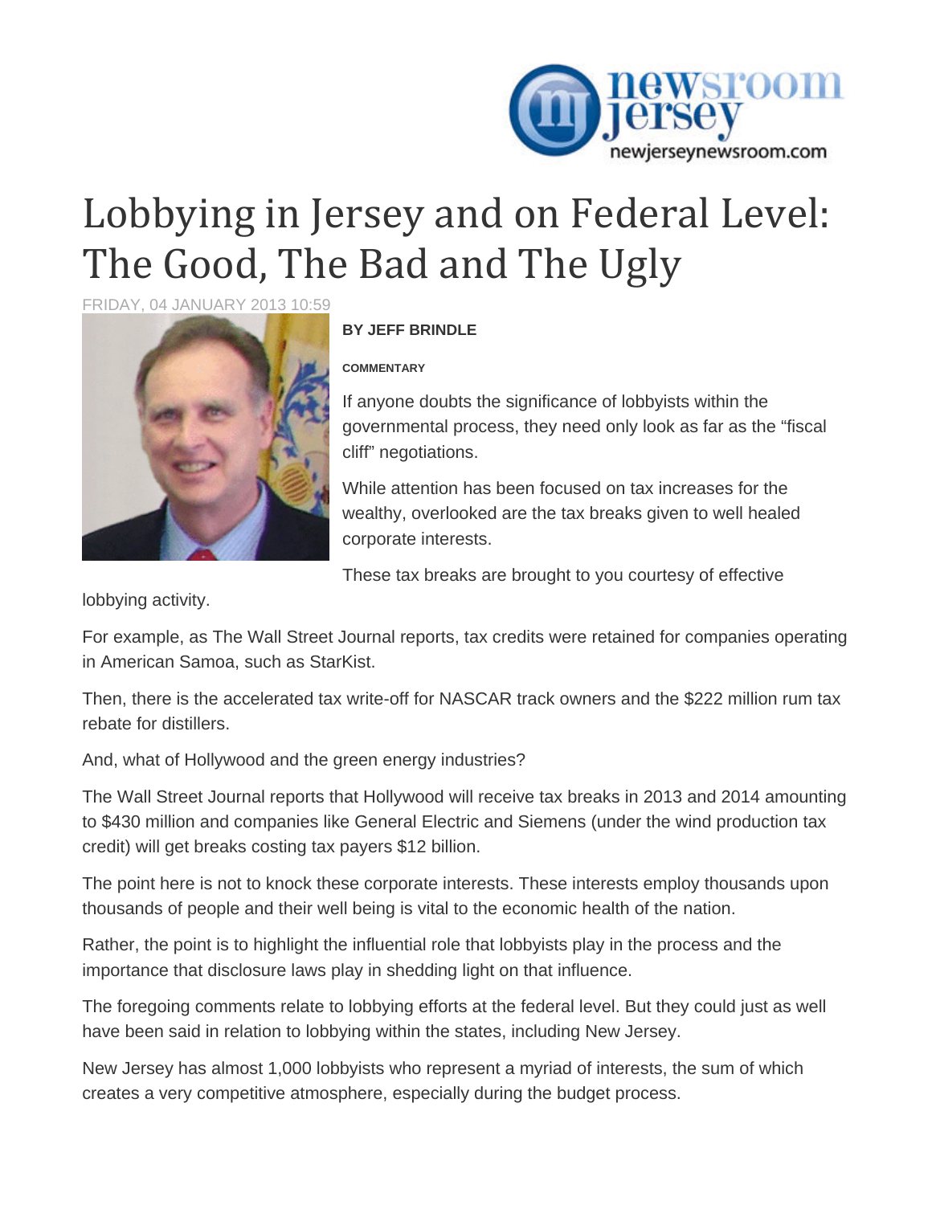# Lobbying in Jersey and on Federal Level: The Good, The Bad and The Ugly

FRIDAY, 04 JANUARY 2013 10:59

**BY JEFF BRINDLE**

**COMMENTARY**

If anyone doubts the significance of lobbyists within the governmental process, they need only look as far as the "fiscal cliff" negotiations.

While attention has been focused on tax increases for the wealthy, overlooked are the tax breaks given to well healed corporate interests.

These tax breaks are brought to you courtesy of effective lobbying activity.

For example, as The Wall Street Journal reports, tax credits were retained for companies operating in American Samoa, such as StarKist.

Then, there is the accelerated tax write-off for NASCAR track owners and the $222 million rum tax rebate for distillers.

And, what of Hollywood and the green energy industries?

The Wall Street Journal reports that Hollywood will receive tax breaks in 2013 and 2014 amounting to $430 million and companies like General Electric and Siemens (under the wind production tax credit) will get breaks costing tax payers $12 billion.

The point here is not to knock these corporate interests. These interests employ thousands upon thousands of people and their well being is vital to the economic health of the nation.

Rather, the point is to highlight the influential role that lobbyists play in the process and the importance that disclosure laws play in shedding light on that influence.

The foregoing comments relate to lobbying efforts at the federal level. But they could just as well have been said in relation to lobbying within the states, including New Jersey.

New Jersey has almost 1,000 lobbyists who represent a myriad of interests, the sum of which creates a very competitive atmosphere, especially during the budget process.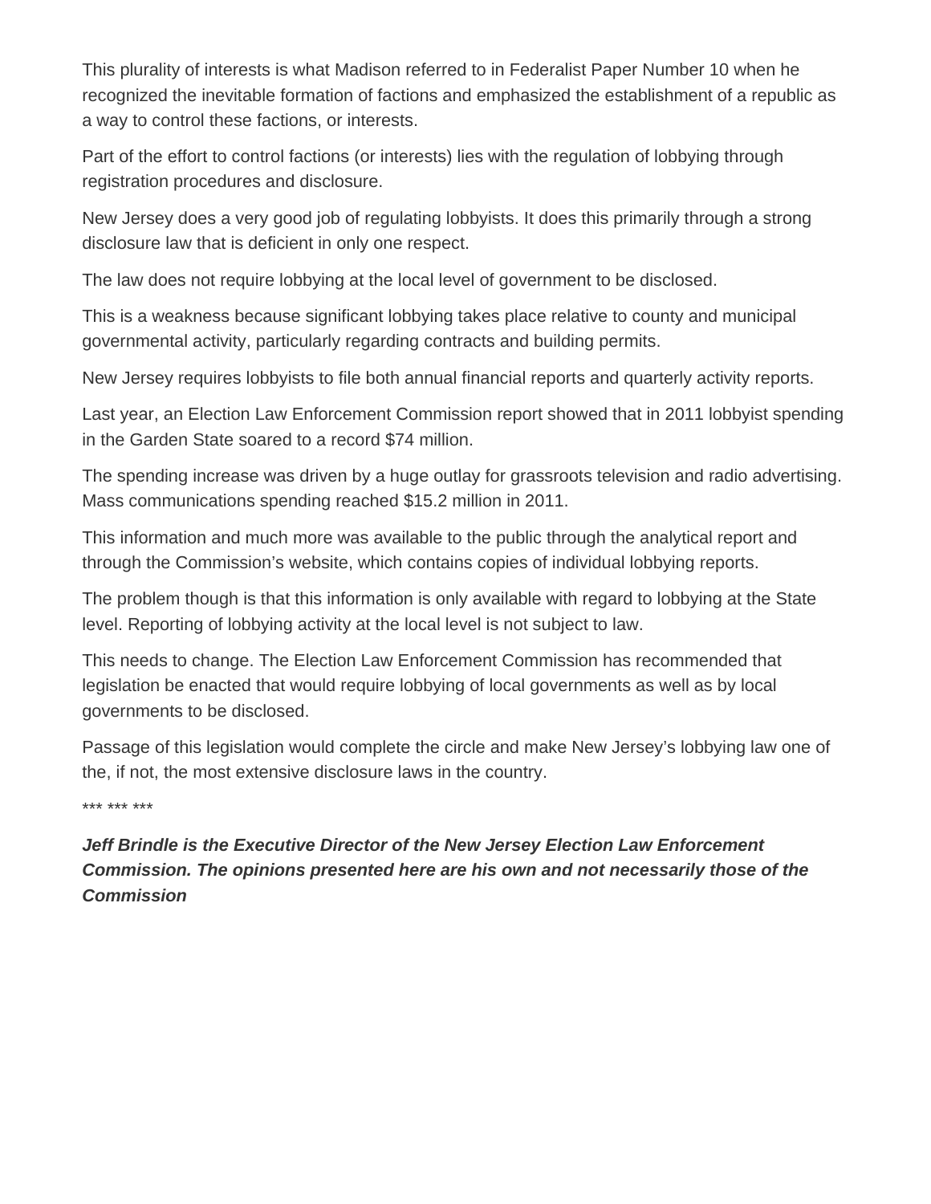This plurality of interests is what Madison referred to in Federalist Paper Number 10 when he recognized the inevitable formation of factions and emphasized the establishment of a republic as a way to control these factions, or interests.

Part of the effort to control factions (or interests) lies with the regulation of lobbying through registration procedures and disclosure.

New Jersey does a very good job of regulating lobbyists. It does this primarily through a strong disclosure law that is deficient in only one respect.

The law does not require lobbying at the local level of government to be disclosed.

This is a weakness because significant lobbying takes place relative to county and municipal governmental activity, particularly regarding contracts and building permits.

New Jersey requires lobbyists to file both annual financial reports and quarterly activity reports.

Last year, an Election Law Enforcement Commission report showed that in 2011 lobbyist spending in the Garden State soared to a record $74 million.

The spending increase was driven by a huge outlay for grassroots television and radio advertising. Mass communications spending reached $15.2 million in 2011.

This information and much more was available to the public through the analytical report and through the Commission's website, which contains copies of individual lobbying reports.

The problem though is that this information is only available with regard to lobbying at the State level. Reporting of lobbying activity at the local level is not subject to law.

This needs to change. The Election Law Enforcement Commission has recommended that legislation be enacted that would require lobbying of local governments as well as by local governments to be disclosed.

Passage of this legislation would complete the circle and make New Jersey's lobbying law one of the, if not, the most extensive disclosure laws in the country.

*** *** ***

***Jeff Brindle is the Executive Director of the New Jersey Election Law Enforcement Commission. The opinions presented here are his own and not necessarily those of the Commission***